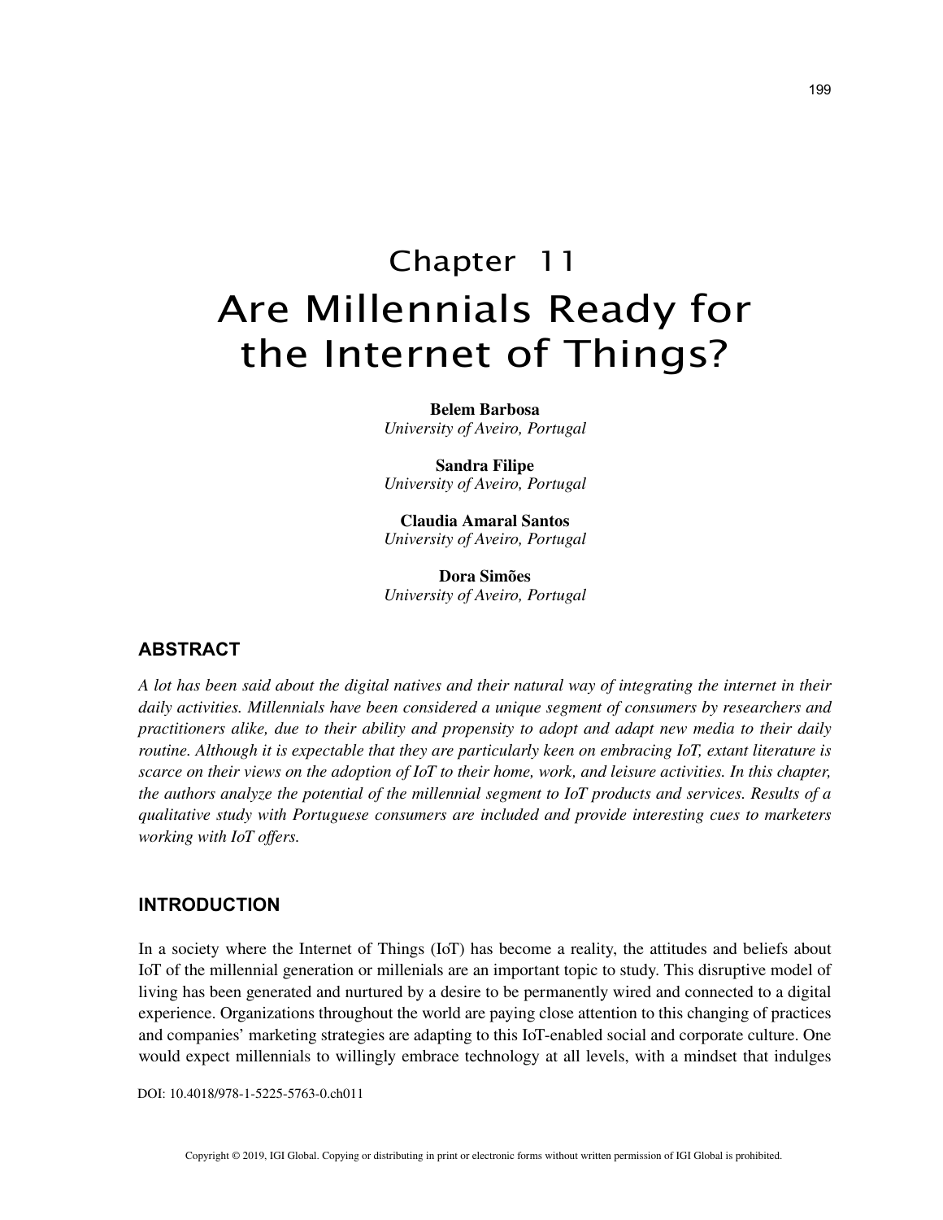# Chapter 11
# Are Millennials Ready for the Internet of Things?

**Belem Barbosa**
*University of Aveiro, Portugal*

**Sandra Filipe**
*University of Aveiro, Portugal*

**Claudia Amaral Santos**
*University of Aveiro, Portugal*

**Dora Simões**
*University of Aveiro, Portugal*

## ABSTRACT

*A lot has been said about the digital natives and their natural way of integrating the internet in their daily activities. Millennials have been considered a unique segment of consumers by researchers and practitioners alike, due to their ability and propensity to adopt and adapt new media to their daily routine. Although it is expectable that they are particularly keen on embracing IoT, extant literature is scarce on their views on the adoption of IoT to their home, work, and leisure activities. In this chapter, the authors analyze the potential of the millennial segment to IoT products and services. Results of a qualitative study with Portuguese consumers are included and provide interesting cues to marketers working with IoT offers.*

## INTRODUCTION

In a society where the Internet of Things (IoT) has become a reality, the attitudes and beliefs about IoT of the millennial generation or millenials are an important topic to study. This disruptive model of living has been generated and nurtured by a desire to be permanently wired and connected to a digital experience. Organizations throughout the world are paying close attention to this changing of practices and companies' marketing strategies are adapting to this IoT-enabled social and corporate culture. One would expect millennials to willingly embrace technology at all levels, with a mindset that indulges

DOI: 10.4018/978-1-5225-5763-0.ch011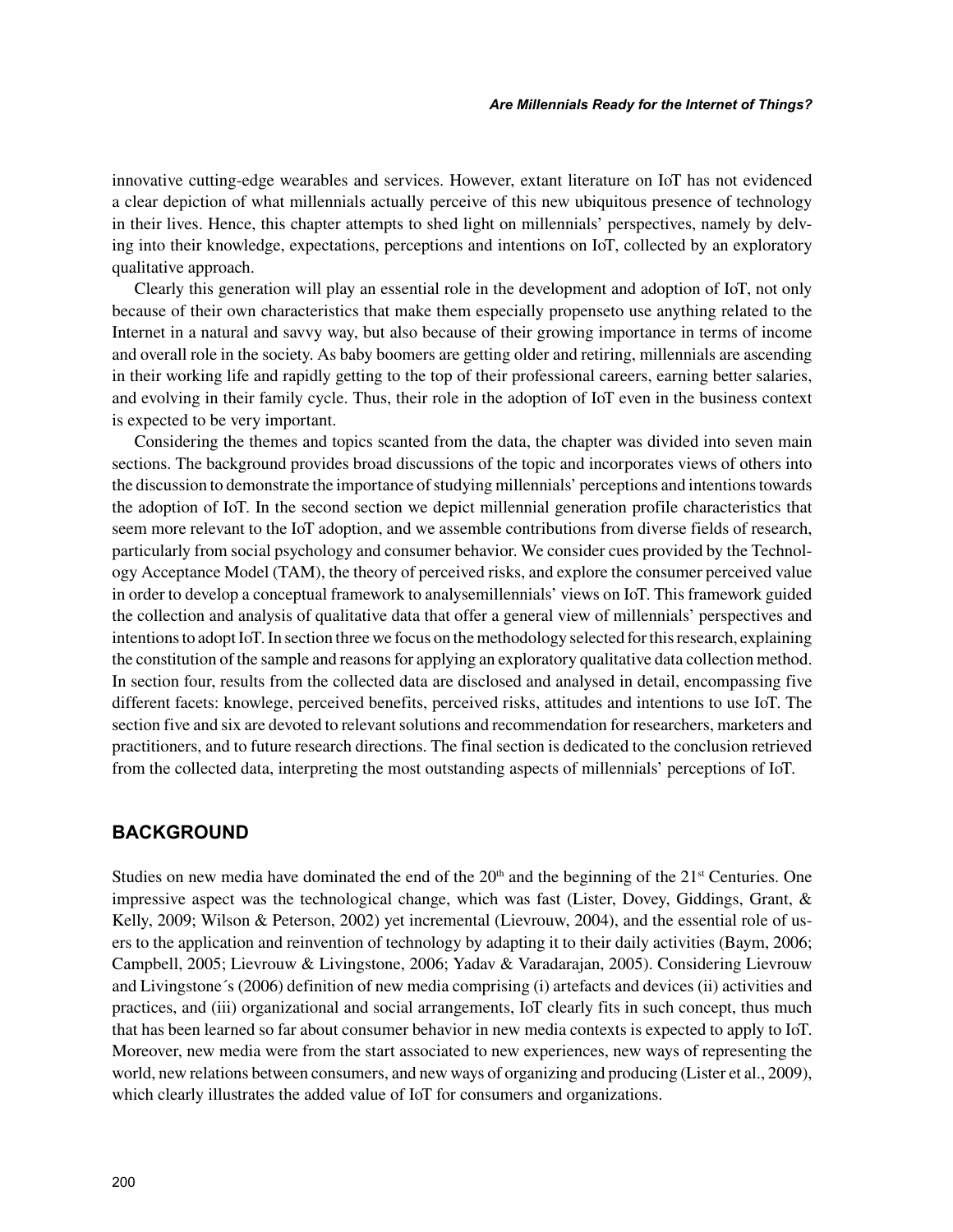innovative cutting-edge wearables and services. However, extant literature on IoT has not evidenced a clear depiction of what millennials actually perceive of this new ubiquitous presence of technology in their lives. Hence, this chapter attempts to shed light on millennials' perspectives, namely by delving into their knowledge, expectations, perceptions and intentions on IoT, collected by an exploratory qualitative approach.

Clearly this generation will play an essential role in the development and adoption of IoT, not only because of their own characteristics that make them especially propenseto use anything related to the Internet in a natural and savvy way, but also because of their growing importance in terms of income and overall role in the society. As baby boomers are getting older and retiring, millennials are ascending in their working life and rapidly getting to the top of their professional careers, earning better salaries, and evolving in their family cycle. Thus, their role in the adoption of IoT even in the business context is expected to be very important.

Considering the themes and topics scanted from the data, the chapter was divided into seven main sections. The background provides broad discussions of the topic and incorporates views of others into the discussion to demonstrate the importance of studying millennials' perceptions and intentions towards the adoption of IoT. In the second section we depict millennial generation profile characteristics that seem more relevant to the IoT adoption, and we assemble contributions from diverse fields of research, particularly from social psychology and consumer behavior. We consider cues provided by the Technology Acceptance Model (TAM), the theory of perceived risks, and explore the consumer perceived value in order to develop a conceptual framework to analysemillennials' views on IoT. This framework guided the collection and analysis of qualitative data that offer a general view of millennials' perspectives and intentions to adopt IoT. In section three we focus on the methodology selected for this research, explaining the constitution of the sample and reasons for applying an exploratory qualitative data collection method. In section four, results from the collected data are disclosed and analysed in detail, encompassing five different facets: knowlege, perceived benefits, perceived risks, attitudes and intentions to use IoT. The section five and six are devoted to relevant solutions and recommendation for researchers, marketers and practitioners, and to future research directions. The final section is dedicated to the conclusion retrieved from the collected data, interpreting the most outstanding aspects of millennials' perceptions of IoT.

## BACKGROUND

Studies on new media have dominated the end of the 20th and the beginning of the 21st Centuries. One impressive aspect was the technological change, which was fast (Lister, Dovey, Giddings, Grant, & Kelly, 2009; Wilson & Peterson, 2002) yet incremental (Lievrouw, 2004), and the essential role of users to the application and reinvention of technology by adapting it to their daily activities (Baym, 2006; Campbell, 2005; Lievrouw & Livingstone, 2006; Yadav & Varadarajan, 2005). Considering Lievrouw and Livingstone´s (2006) definition of new media comprising (i) artefacts and devices (ii) activities and practices, and (iii) organizational and social arrangements, IoT clearly fits in such concept, thus much that has been learned so far about consumer behavior in new media contexts is expected to apply to IoT. Moreover, new media were from the start associated to new experiences, new ways of representing the world, new relations between consumers, and new ways of organizing and producing (Lister et al., 2009), which clearly illustrates the added value of IoT for consumers and organizations.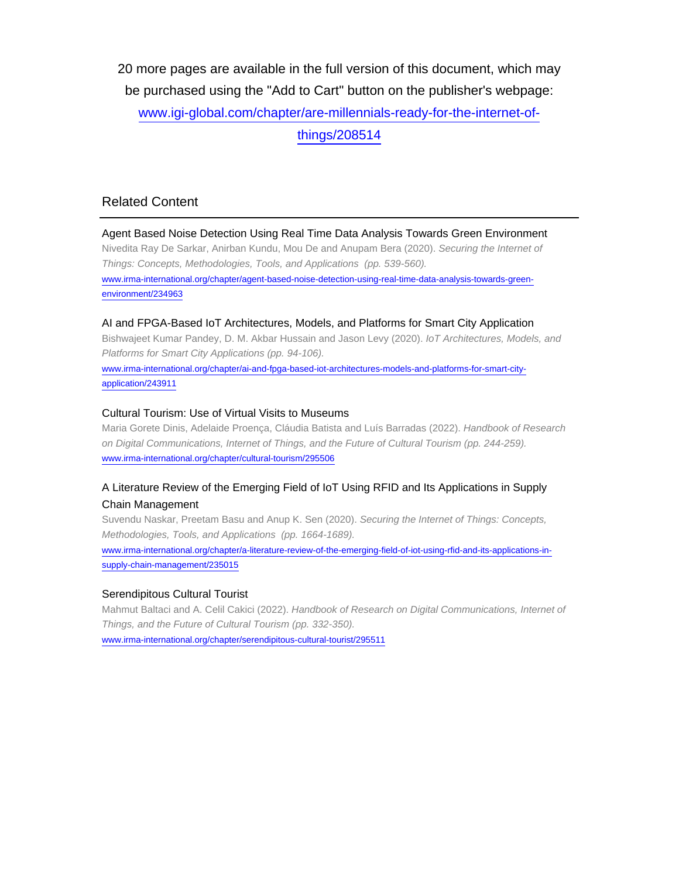20 more pages are available in the full version of this document, which may be purchased using the "Add to Cart" button on the publisher's webpage: www.igi-global.com/chapter/are-millennials-ready-for-the-internet-of-things/208514

## Related Content

**Agent Based Noise Detection Using Real Time Data Analysis Towards Green Environment**

Nivedita Ray De Sarkar, Anirban Kundu, Mou De and Anupam Bera (2020). *Securing the Internet of Things: Concepts, Methodologies, Tools, and Applications (pp. 539-560).*

www.irma-international.org/chapter/agent-based-noise-detection-using-real-time-data-analysis-towards-green-environment/234963

**AI and FPGA-Based IoT Architectures, Models, and Platforms for Smart City Application**

Bishwajeet Kumar Pandey, D. M. Akbar Hussain and Jason Levy (2020). *IoT Architectures, Models, and Platforms for Smart City Applications (pp. 94-106).*

www.irma-international.org/chapter/ai-and-fpga-based-iot-architectures-models-and-platforms-for-smart-city-application/243911

**Cultural Tourism: Use of Virtual Visits to Museums**

Maria Gorete Dinis, Adelaide Proença, Cláudia Batista and Luís Barradas (2022). *Handbook of Research on Digital Communications, Internet of Things, and the Future of Cultural Tourism (pp. 244-259).*

www.irma-international.org/chapter/cultural-tourism/295506

**A Literature Review of the Emerging Field of IoT Using RFID and Its Applications in Supply Chain Management**

Suvendu Naskar, Preetam Basu and Anup K. Sen (2020). *Securing the Internet of Things: Concepts, Methodologies, Tools, and Applications (pp. 1664-1689).*

www.irma-international.org/chapter/a-literature-review-of-the-emerging-field-of-iot-using-rfid-and-its-applications-in-supply-chain-management/235015

**Serendipitous Cultural Tourist**

Mahmut Baltaci and A. Celil Cakici (2022). *Handbook of Research on Digital Communications, Internet of Things, and the Future of Cultural Tourism (pp. 332-350).*

www.irma-international.org/chapter/serendipitous-cultural-tourist/295511